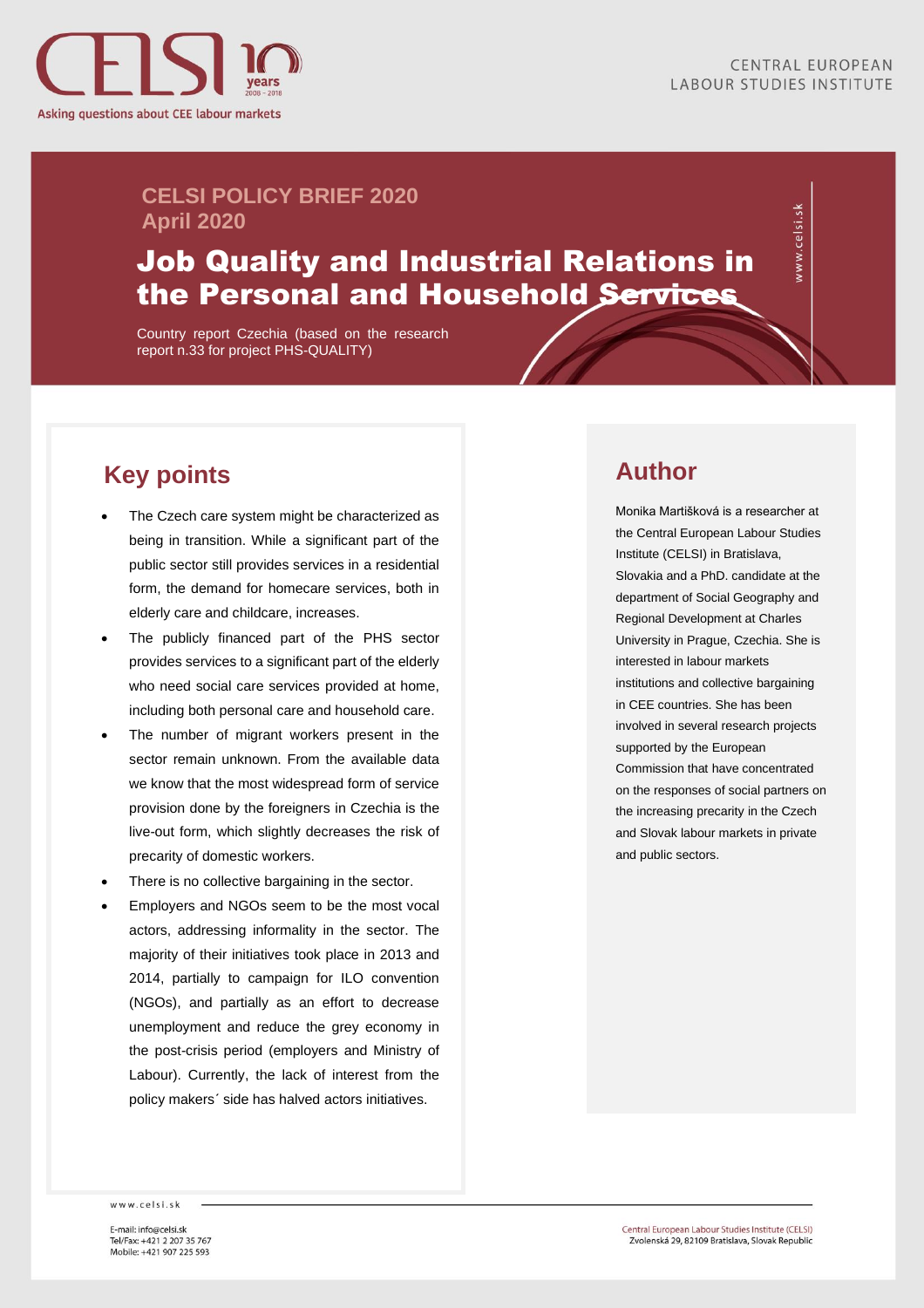CENTRAL EUROPEAN LABOUR STUDIES INSTITUTE

Asking questions about CEE labour markets

**CELSI POLICY BRIEF 2020**
**April 2020**

# Job Quality and Industrial Relations in the Personal and Household Services

Country report Czechia (based on the research report n.33 for project PHS-QUALITY)

## Key points

- The Czech care system might be characterized as being in transition. While a significant part of the public sector still provides services in a residential form, the demand for homecare services, both in elderly care and childcare, increases.
- The publicly financed part of the PHS sector provides services to a significant part of the elderly who need social care services provided at home, including both personal care and household care.
- The number of migrant workers present in the sector remain unknown. From the available data we know that the most widespread form of service provision done by the foreigners in Czechia is the live-out form, which slightly decreases the risk of precarity of domestic workers.
- There is no collective bargaining in the sector.
- Employers and NGOs seem to be the most vocal actors, addressing informality in the sector. The majority of their initiatives took place in 2013 and 2014, partially to campaign for ILO convention (NGOs), and partially as an effort to decrease unemployment and reduce the grey economy in the post-crisis period (employers and Ministry of Labour). Currently, the lack of interest from the policy makers´ side has halved actors initiatives.

## Author

Monika Martišková is a researcher at the Central European Labour Studies Institute (CELSI) in Bratislava, Slovakia and a PhD. candidate at the department of Social Geography and Regional Development at Charles University in Prague, Czechia. She is interested in labour markets institutions and collective bargaining in CEE countries. She has been involved in several research projects supported by the European Commission that have concentrated on the responses of social partners on the increasing precarity in the Czech and Slovak labour markets in private and public sectors.

www.celsi.sk

E-mail: info@celsi.sk
Tel/Fax: +421 2 207 35 767
Mobile: +421 907 225 593

Central European Labour Studies Institute (CELSI)
Zvolenská 29, 82109 Bratislava, Slovak Republic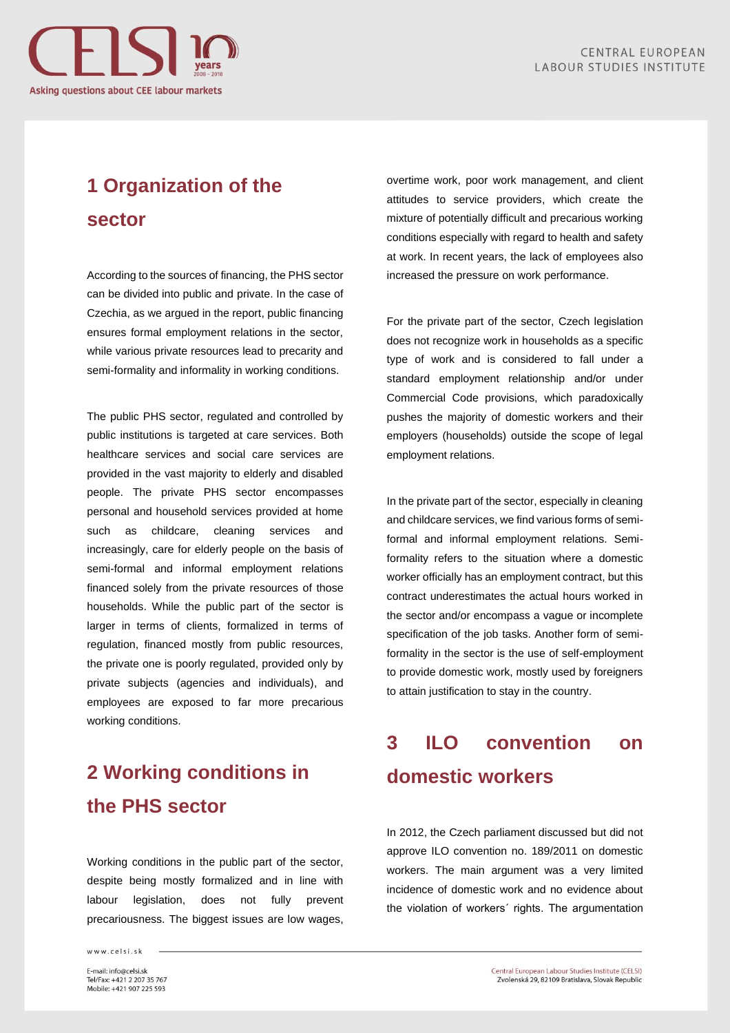## 1 Organization of the sector

According to the sources of financing, the PHS sector can be divided into public and private. In the case of Czechia, as we argued in the report, public financing ensures formal employment relations in the sector, while various private resources lead to precarity and semi-formality and informality in working conditions.

The public PHS sector, regulated and controlled by public institutions is targeted at care services. Both healthcare services and social care services are provided in the vast majority to elderly and disabled people. The private PHS sector encompasses personal and household services provided at home such as childcare, cleaning services and increasingly, care for elderly people on the basis of semi-formal and informal employment relations financed solely from the private resources of those households. While the public part of the sector is larger in terms of clients, formalized in terms of regulation, financed mostly from public resources, the private one is poorly regulated, provided only by private subjects (agencies and individuals), and employees are exposed to far more precarious working conditions.

## 2 Working conditions in the PHS sector

Working conditions in the public part of the sector, despite being mostly formalized and in line with labour legislation, does not fully prevent precariousness. The biggest issues are low wages, overtime work, poor work management, and client attitudes to service providers, which create the mixture of potentially difficult and precarious working conditions especially with regard to health and safety at work. In recent years, the lack of employees also increased the pressure on work performance.

For the private part of the sector, Czech legislation does not recognize work in households as a specific type of work and is considered to fall under a standard employment relationship and/or under Commercial Code provisions, which paradoxically pushes the majority of domestic workers and their employers (households) outside the scope of legal employment relations.

In the private part of the sector, especially in cleaning and childcare services, we find various forms of semi-formal and informal employment relations. Semi-formality refers to the situation where a domestic worker officially has an employment contract, but this contract underestimates the actual hours worked in the sector and/or encompass a vague or incomplete specification of the job tasks. Another form of semi-formality in the sector is the use of self-employment to provide domestic work, mostly used by foreigners to attain justification to stay in the country.

## 3 ILO convention on domestic workers

In 2012, the Czech parliament discussed but did not approve ILO convention no. 189/2011 on domestic workers. The main argument was a very limited incidence of domestic work and no evidence about the violation of workers´ rights. The argumentation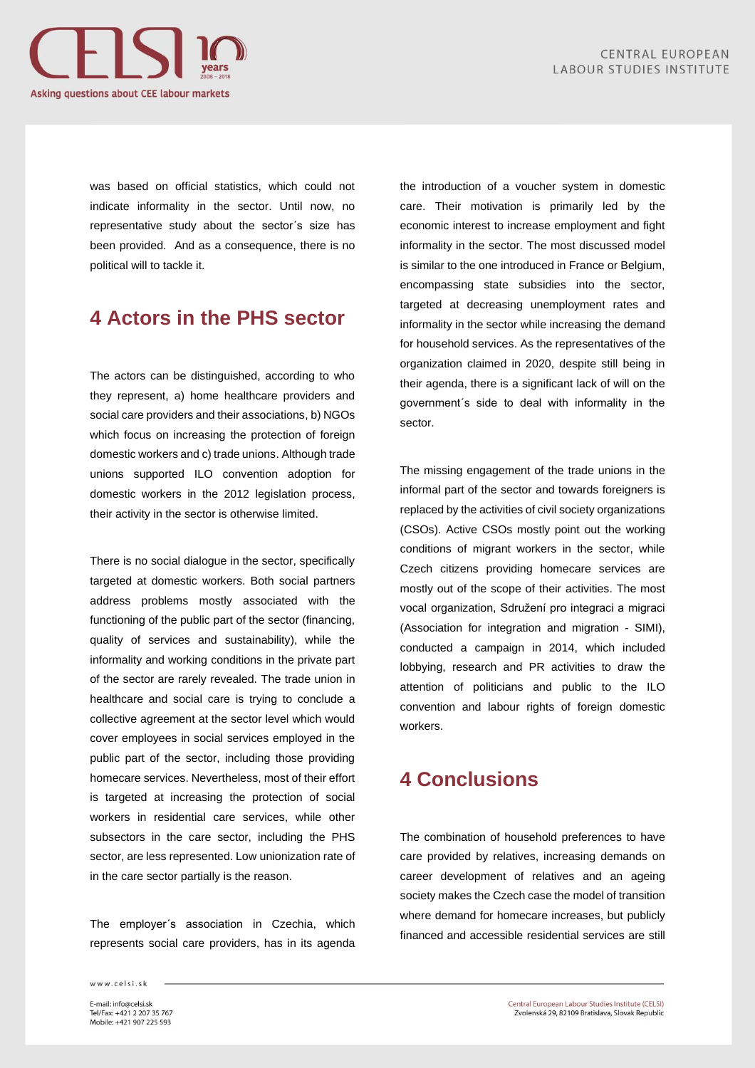was based on official statistics, which could not indicate informality in the sector. Until now, no representative study about the sector´s size has been provided. And as a consequence, there is no political will to tackle it.

## 4 Actors in the PHS sector

The actors can be distinguished, according to who they represent, a) home healthcare providers and social care providers and their associations, b) NGOs which focus on increasing the protection of foreign domestic workers and c) trade unions. Although trade unions supported ILO convention adoption for domestic workers in the 2012 legislation process, their activity in the sector is otherwise limited.

There is no social dialogue in the sector, specifically targeted at domestic workers. Both social partners address problems mostly associated with the functioning of the public part of the sector (financing, quality of services and sustainability), while the informality and working conditions in the private part of the sector are rarely revealed. The trade union in healthcare and social care is trying to conclude a collective agreement at the sector level which would cover employees in social services employed in the public part of the sector, including those providing homecare services. Nevertheless, most of their effort is targeted at increasing the protection of social workers in residential care services, while other subsectors in the care sector, including the PHS sector, are less represented. Low unionization rate of in the care sector partially is the reason.

The employer´s association in Czechia, which represents social care providers, has in its agenda the introduction of a voucher system in domestic care. Their motivation is primarily led by the economic interest to increase employment and fight informality in the sector. The most discussed model is similar to the one introduced in France or Belgium, encompassing state subsidies into the sector, targeted at decreasing unemployment rates and informality in the sector while increasing the demand for household services. As the representatives of the organization claimed in 2020, despite still being in their agenda, there is a significant lack of will on the government´s side to deal with informality in the sector.

The missing engagement of the trade unions in the informal part of the sector and towards foreigners is replaced by the activities of civil society organizations (CSOs). Active CSOs mostly point out the working conditions of migrant workers in the sector, while Czech citizens providing homecare services are mostly out of the scope of their activities. The most vocal organization, Sdružení pro integraci a migraci (Association for integration and migration - SIMI), conducted a campaign in 2014, which included lobbying, research and PR activities to draw the attention of politicians and public to the ILO convention and labour rights of foreign domestic workers.

## 4 Conclusions

The combination of household preferences to have care provided by relatives, increasing demands on career development of relatives and an ageing society makes the Czech case the model of transition where demand for homecare increases, but publicly financed and accessible residential services are still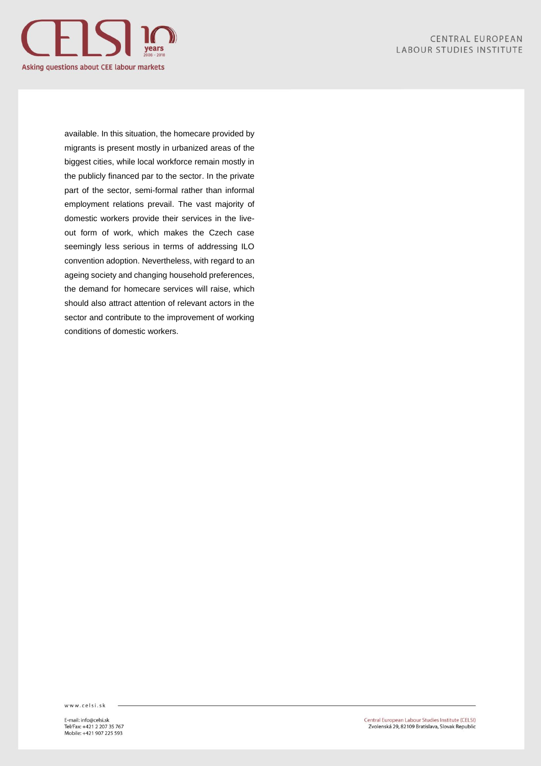available. In this situation, the homecare provided by migrants is present mostly in urbanized areas of the biggest cities, while local workforce remain mostly in the publicly financed par to the sector. In the private part of the sector, semi-formal rather than informal employment relations prevail. The vast majority of domestic workers provide their services in the live-out form of work, which makes the Czech case seemingly less serious in terms of addressing ILO convention adoption. Nevertheless, with regard to an ageing society and changing household preferences, the demand for homecare services will raise, which should also attract attention of relevant actors in the sector and contribute to the improvement of working conditions of domestic workers.